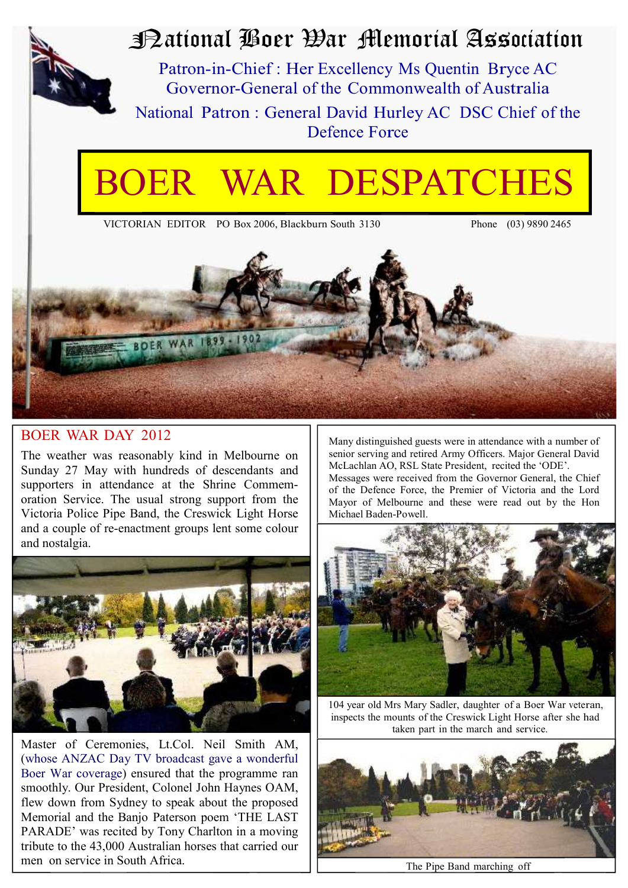# National Boer War Memorial Association

Patron-in-Chief : Her Excellency Ms Quentin Bryce AC
Governor-General of the Commonwealth of Australia

National Patron : General David Hurley AC DSC Chief of the Defence Force

# BOER WAR DESPATCHES

VICTORIAN EDITOR PO Box 2006, Blackburn South 3130 Phone (03) 9890 2465

## BOER WAR DAY 2012

The weather was reasonably kind in Melbourne on Sunday 27 May with hundreds of descendants and supporters in attendance at the Shrine Commemoration Service. The usual strong support from the Victoria Police Pipe Band, the Creswick Light Horse and a couple of re-enactment groups lent some colour and nostalgia.

Master of Ceremonies, Lt.Col. Neil Smith AM, (whose ANZAC Day TV broadcast gave a wonderful Boer War coverage) ensured that the programme ran smoothly. Our President, Colonel John Haynes OAM, flew down from Sydney to speak about the proposed Memorial and the Banjo Paterson poem 'THE LAST PARADE' was recited by Tony Charlton in a moving tribute to the 43,000 Australian horses that carried our men on service in South Africa.

Many distinguished guests were in attendance with a number of senior serving and retired Army Officers. Major General David McLachlan AO, RSL State President, recited the 'ODE'. Messages were received from the Governor General, the Chief of the Defence Force, the Premier of Victoria and the Lord Mayor of Melbourne and these were read out by the Hon Michael Baden-Powell.

104 year old Mrs Mary Sadler, daughter of a Boer War veteran, inspects the mounts of the Creswick Light Horse after she had taken part in the march and service.

The Pipe Band marching off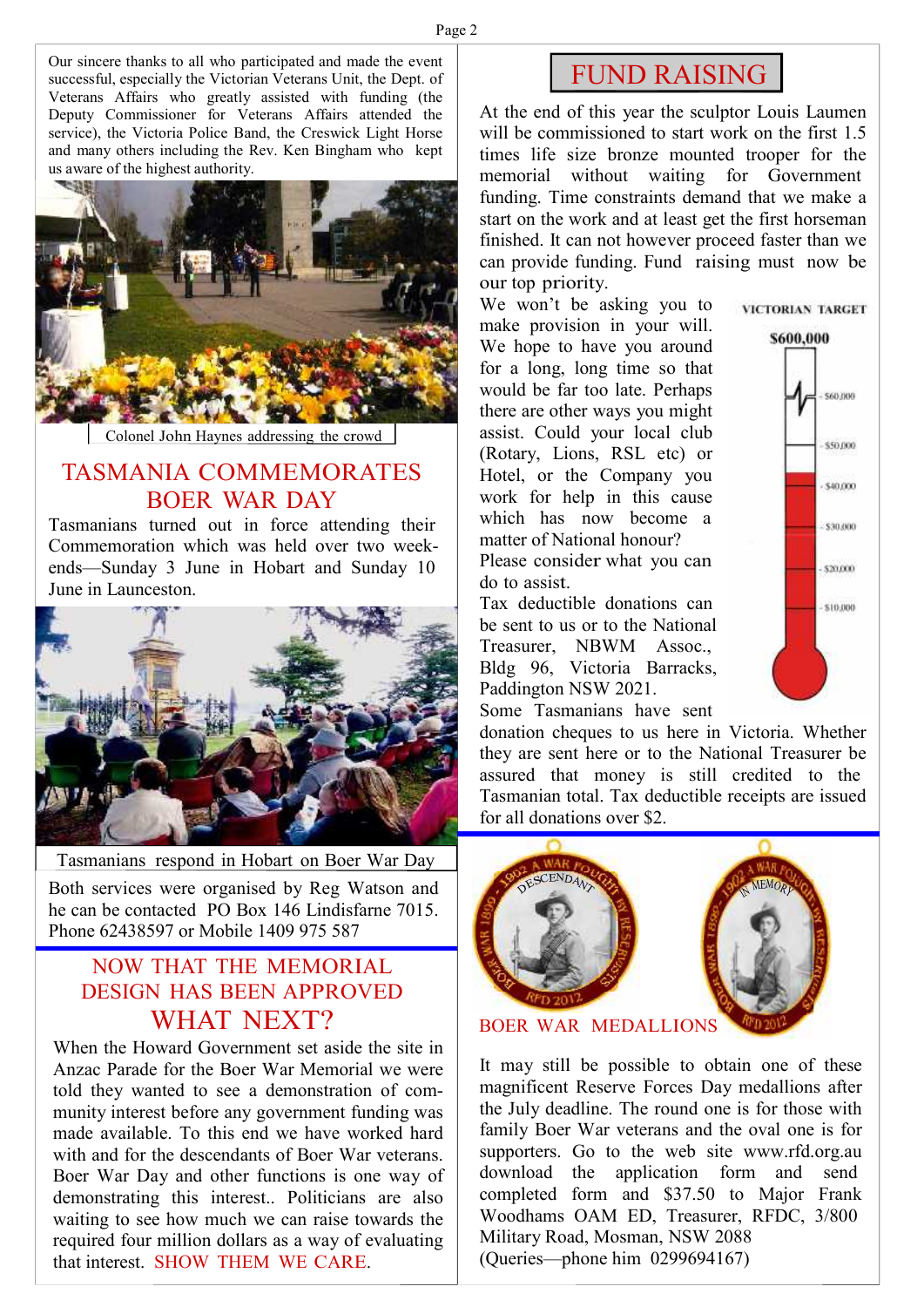Our sincere thanks to all who participated and made the event successful, especially the Victorian Veterans Unit, the Dept. of Veterans Affairs who greatly assisted with funding (the Deputy Commissioner for Veterans Affairs attended the service), the Victoria Police Band, the Creswick Light Horse and many others including the Rev. Ken Bingham who kept us aware of the highest authority.

Colonel John Haynes addressing the crowd

## TASMANIA COMMEMORATES BOER WAR DAY

Tasmanians turned out in force attending their Commemoration which was held over two week-ends—Sunday 3 June in Hobart and Sunday 10 June in Launceston.

Tasmanians respond in Hobart on Boer War Day

Both services were organised by Reg Watson and he can be contacted PO Box 146 Lindisfarne 7015. Phone 62438597 or Mobile 1409 975 587

## NOW THAT THE MEMORIAL DESIGN HAS BEEN APPROVED WHAT NEXT?

When the Howard Government set aside the site in Anzac Parade for the Boer War Memorial we were told they wanted to see a demonstration of community interest before any government funding was made available. To this end we have worked hard with and for the descendants of Boer War veterans. Boer War Day and other functions is one way of demonstrating this interest.. Politicians are also waiting to see how much we can raise towards the required four million dollars as a way of evaluating that interest. SHOW THEM WE CARE.

## FUND RAISING

At the end of this year the sculptor Louis Laumen will be commissioned to start work on the first 1.5 times life size bronze mounted trooper for the memorial without waiting for Government funding. Time constraints demand that we make a start on the work and at least get the first horseman finished. It can not however proceed faster than we can provide funding. Fund raising must now be our top priority.

We won't be asking you to make provision in your will. We hope to have you around for a long, long time so that would be far too late. Perhaps there are other ways you might assist. Could your local club (Rotary, Lions, RSL etc) or Hotel, or the Company you work for help in this cause which has now become a matter of National honour?

Please consider what you can do to assist.

Tax deductible donations can be sent to us or to the National Treasurer, NBWM Assoc., Bldg 96, Victoria Barracks, Paddington NSW 2021.

VICTORIAN TARGET

$600,000

- $60,000
- $50,000
- $40,000
- $30,000
- $20,000
- $10,000

Some Tasmanians have sent donation cheques to us here in Victoria. Whether they are sent here or to the National Treasurer be assured that money is still credited to the Tasmanian total. Tax deductible receipts are issued for all donations over $2.

BOER WAR MEDALLIONS

It may still be possible to obtain one of these magnificent Reserve Forces Day medallions after the July deadline. The round one is for those with family Boer War veterans and the oval one is for supporters. Go to the web site www.rfd.org.au download the application form and send completed form and $37.50 to Major Frank Woodhams OAM ED, Treasurer, RFDC, 3/800 Military Road, Mosman, NSW 2088 (Queries—phone him 0299694167)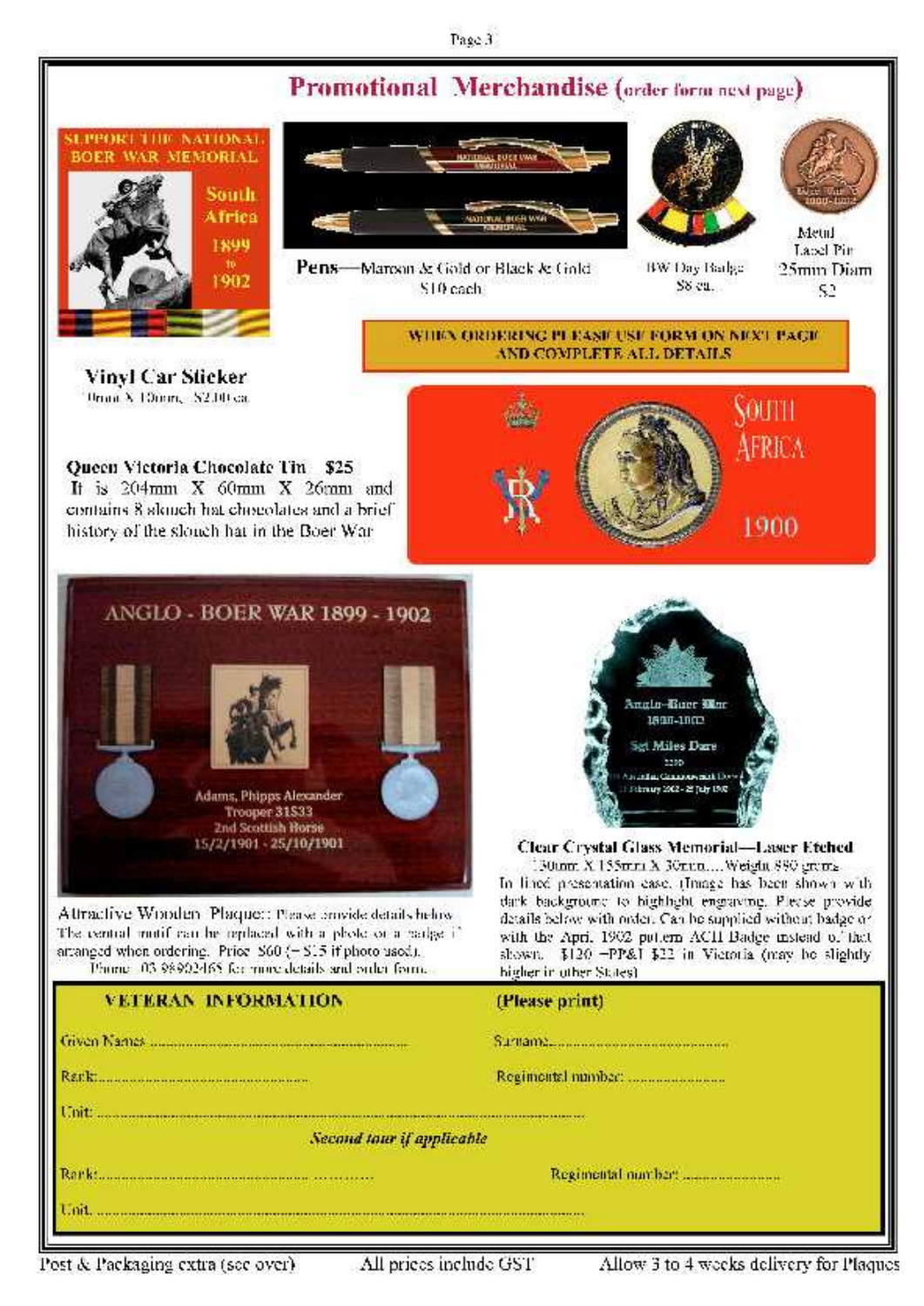# Promotional Merchandise (order form next page)

SUPPORT THE NATIONAL BOER WAR MEMORIAL
South Africa 1899 to 1902

**Pens**—Maroon & Gold or Black & Gold
$10 each

BW Day Badge
$8 ea.

Metal Label Pin
25mm Diam
$2

**WHEN ORDERING PLEASE USE FORM ON NEXT PAGE AND COMPLETE ALL DETAILS**

**Vinyl Car Sticker**
0mm X 130mm, $2.00 ea.

**Queen Victoria Chocolate Tin $25**
It is 204mm X 60mm X 26mm and contains 8 slouch hat chocolates and a brief history of the slouch hat in the Boer War

SOUTH AFRICA 1900

ANGLO - BOER WAR 1899 - 1902
Adams, Phipps Alexander
Trooper 31533
2nd Scottish Horse
15/2/1901 - 25/10/1901

Attractive Wooden Plaque:: Please provide details below. The central motif can be replaced with a photo or a badge if arranged when ordering. Price $60 (+ $15 if photo used).
Phone 03 98902465 for more details and order form.

Anglo-Boer War
1899-1902
Sgt Miles Dare

**Clear Crystal Glass Memorial—Laser Etched**
130mm X 155mm X 30mm.....Weight 880 grams
In lined presentation case. (Image has been shown with dark background to highlight engraving. Please provide details below with order. Can be supplied without badge or with the April 1902 pattern ACH Badge instead of that shown. $120 +PP&I $22 in Victoria (may be slightly higher in other States)

**VETERAN INFORMATION** **(Please print)**

Given Names ......................................................... Surname...............................................

Rank:......................................................... Regimental number: ........................

Unit: ....................................................................................................................

***Second tour if applicable***

Rank:......................................................... Regimental number: ........................

Unit: ....................................................................................................................

Post & Packaging extra (see over) All prices include GST Allow 3 to 4 weeks delivery for Plaques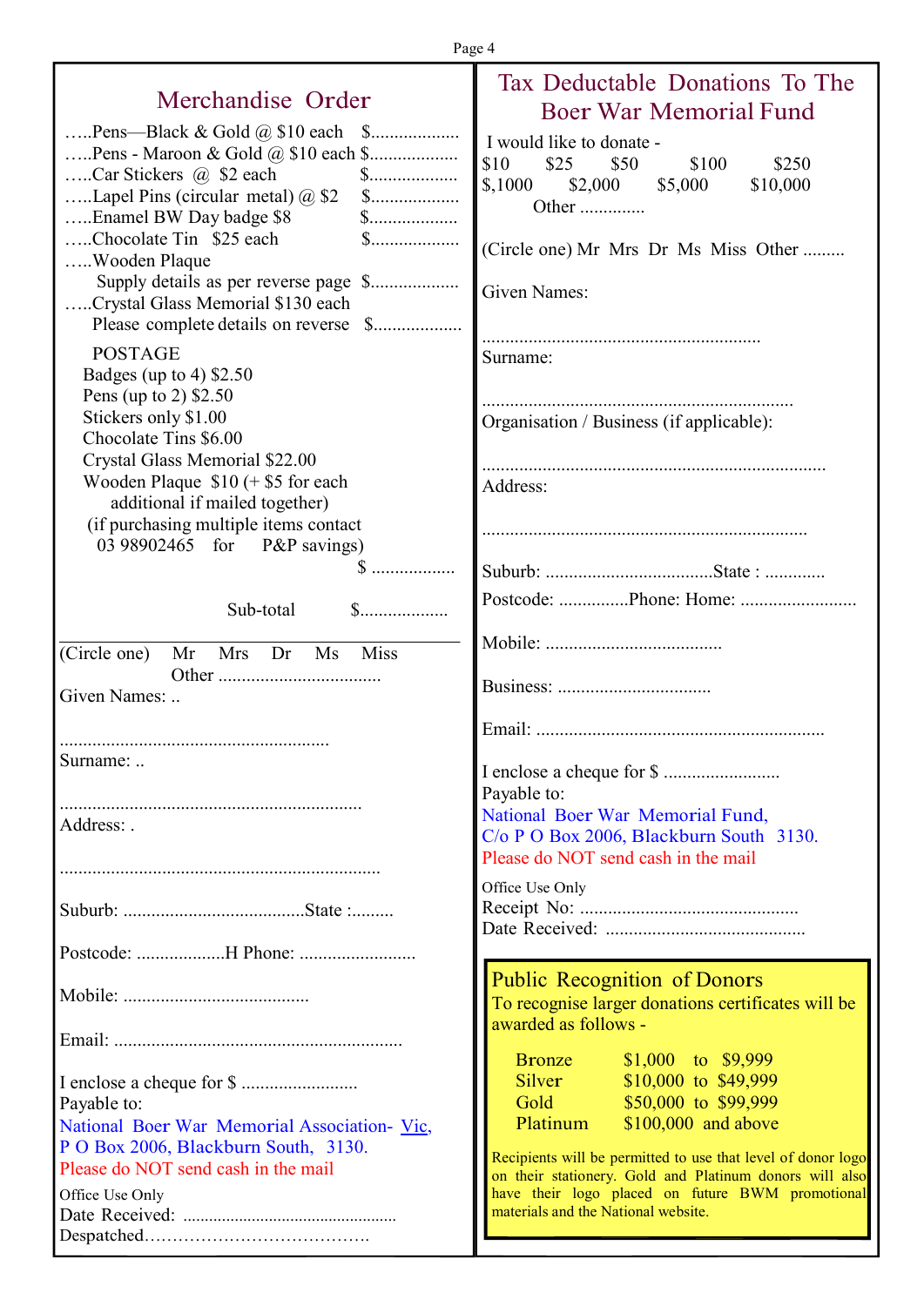## Merchandise Order

…..Pens—Black & Gold @ $10 each $..................
…..Pens - Maroon & Gold @ $10 each $..................
…..Car Stickers @ $2 each $..................
…..Lapel Pins (circular metal) @ $2 $..................
…..Enamel BW Day badge $8 $..................
…..Chocolate Tin $25 each $..................
…..Wooden Plaque
Supply details as per reverse page $..................
…..Crystal Glass Memorial $130 each
Please complete details on reverse $..................

POSTAGE
Badges (up to 4) $2.50
Pens (up to 2) $2.50
Stickers only $1.00
Chocolate Tins $6.00
Crystal Glass Memorial $22.00
Wooden Plaque $10 (+ $5 for each additional if mailed together)
(if purchasing multiple items contact 03 98902465 for P&P savings)
$ ..................

Sub-total $..................

(Circle one) Mr Mrs Dr Ms Miss Other ...................................

Given Names: ..

..........................................................

Surname: ..

................................................................

Address: .

....................................................................

Suburb: .......................................State :.........

Postcode: ...................H Phone: .........................

Mobile: ........................................

Email: .............................................................

I enclose a cheque for $ .........................
Payable to:
National Boer War Memorial Association- Vic,
P O Box 2006, Blackburn South, 3130.
Please do NOT send cash in the mail

Office Use Only
Date Received: .................................................
Despatched………………………………….

## Tax Deductable Donations To The Boer War Memorial Fund

I would like to donate -
$10 $25 $50 $100 $250
$,1000 $2,000 $5,000 $10,000
Other .............

(Circle one) Mr Mrs Dr Ms Miss Other .........

Given Names:

...........................................................

Surname:

.................................................................

Organisation / Business (if applicable):

.........................................................................

Address:

.....................................................................

Suburb: ....................................State : .............

Postcode: ...............Phone: Home: .........................

Mobile: ......................................

Business: .................................

Email: .............................................................

I enclose a cheque for $ .........................
Payable to:
National Boer War Memorial Fund,
C/o P O Box 2006, Blackburn South 3130.
Please do NOT send cash in the mail

Office Use Only
Receipt No: ...............................................
Date Received: ...........................................

### Public Recognition of Donors

To recognise larger donations certificates will be awarded as follows -

| | |
|---|---|
| Bronze | $1,000 to $9,999 |
| Silver | $10,000 to $49,999 |
| Gold | $50,000 to $99,999 |
| Platinum | $100,000 and above |

Recipients will be permitted to use that level of donor logo on their stationery. Gold and Platinum donors will also have their logo placed on future BWM promotional materials and the National website.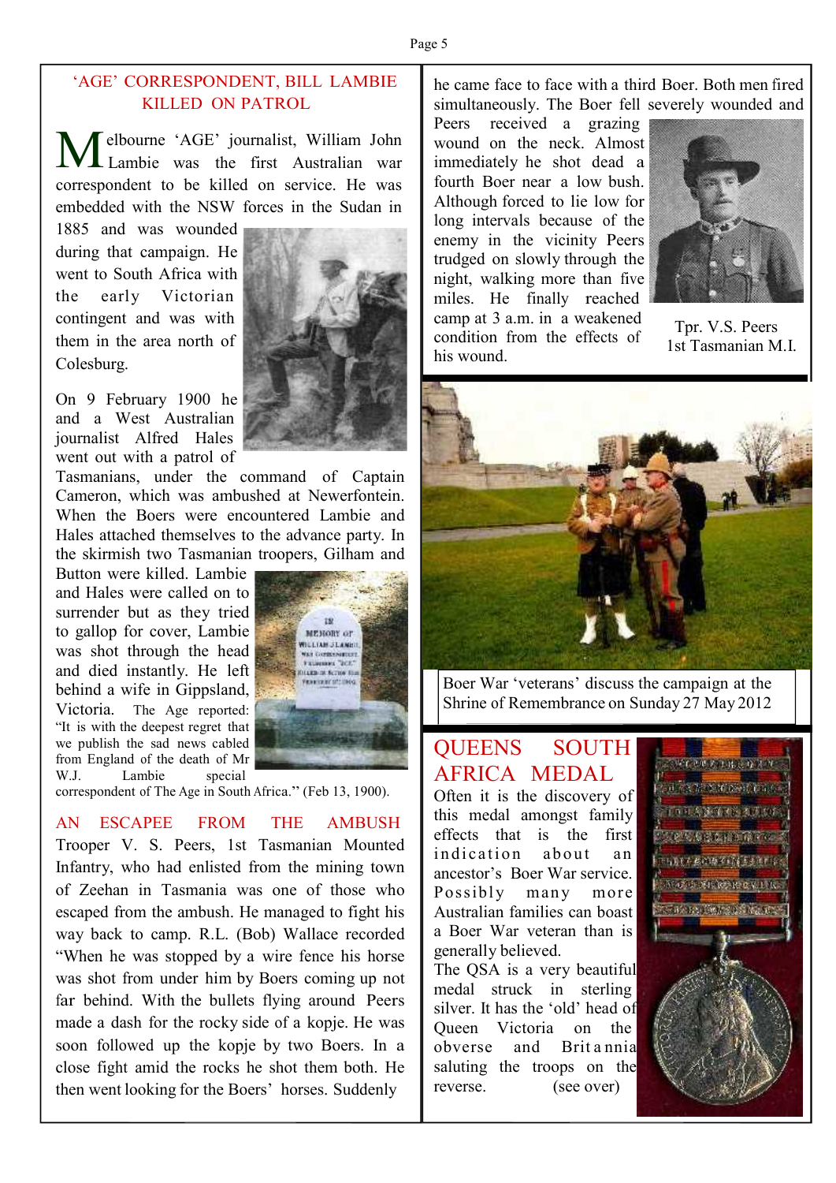## 'AGE' CORRESPONDENT, BILL LAMBIE KILLED ON PATROL

Melbourne 'AGE' journalist, William John Lambie was the first Australian war correspondent to be killed on service. He was embedded with the NSW forces in the Sudan in 1885 and was wounded during that campaign. He went to South Africa with the early Victorian contingent and was with them in the area north of Colesburg.

On 9 February 1900 he and a West Australian journalist Alfred Hales went out with a patrol of Tasmanians, under the command of Captain Cameron, which was ambushed at Newerfontein. When the Boers were encountered Lambie and Hales attached themselves to the advance party. In the skirmish two Tasmanian troopers, Gilham and Button were killed. Lambie and Hales were called on to surrender but as they tried to gallop for cover, Lambie was shot through the head and died instantly. He left behind a wife in Gippsland, Victoria. The Age reported: "It is with the deepest regret that we publish the sad news cabled from England of the death of Mr W.J. Lambie special correspondent of The Age in South Africa." (Feb 13, 1900).

## AN ESCAPEE FROM THE AMBUSH

Trooper V. S. Peers, 1st Tasmanian Mounted Infantry, who had enlisted from the mining town of Zeehan in Tasmania was one of those who escaped from the ambush. He managed to fight his way back to camp. R.L. (Bob) Wallace recorded "When he was stopped by a wire fence his horse was shot from under him by Boers coming up not far behind. With the bullets flying around Peers made a dash for the rocky side of a kopje. He was soon followed up the kopje by two Boers. In a close fight amid the rocks he shot them both. He then went looking for the Boers' horses. Suddenly he came face to face with a third Boer. Both men fired simultaneously. The Boer fell severely wounded and Peers received a grazing wound on the neck. Almost immediately he shot dead a fourth Boer near a low bush. Although forced to lie low for long intervals because of the enemy in the vicinity Peers trudged on slowly through the night, walking more than five miles. He finally reached camp at 3 a.m. in a weakened condition from the effects of his wound.

Tpr. V.S. Peers
1st Tasmanian M.I.

Boer War 'veterans' discuss the campaign at the Shrine of Remembrance on Sunday 27 May 2012

## QUEENS SOUTH AFRICA MEDAL

Often it is the discovery of this medal amongst family effects that is the first indication about an ancestor's Boer War service. Possibly many more Australian families can boast a Boer War veteran than is generally believed.

The QSA is a very beautiful medal struck in sterling silver. It has the 'old' head of Queen Victoria on the obverse and Britannia saluting the troops on the reverse. (see over)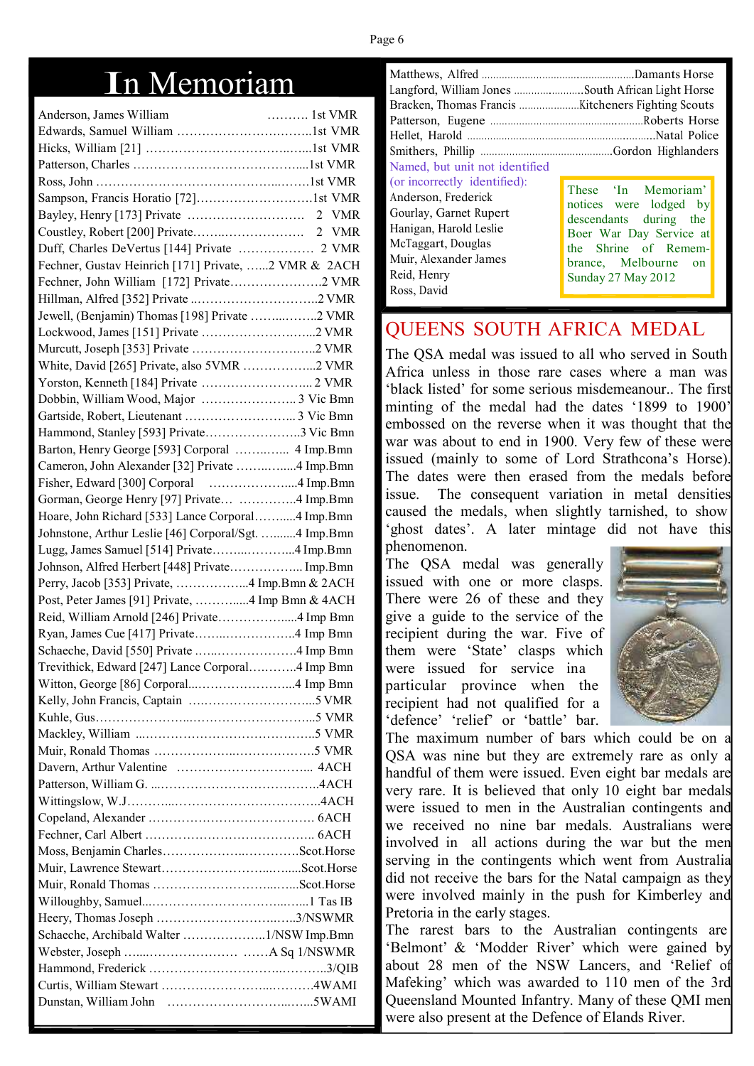# In Memoriam

Anderson, James William ………. 1st VMR
Edwards, Samuel William …………………………..1st VMR
Hicks, William [21] …………………………………1st VMR
Patterson, Charles …………………………………..1st VMR
Ross, John …………………………………………1st VMR
Sampson, Francis Horatio [72]……………………….1st VMR
Bayley, Henry [173] Private ………………………. 2 VMR
Coustley, Robert [200] Private………………………. 2 VMR
Duff, Charles DeVertus [144] Private ……………… 2 VMR
Fechner, Gustav Heinrich [171] Private, …...2 VMR & 2ACH
Fechner, John William [172] Private…………………2 VMR
Hillman, Alfred [352] Private ………………………..2 VMR
Jewell, (Benjamin) Thomas [198] Private ……...…...2 VMR
Lockwood, James [151] Private ……………………...2 VMR
Murcutt, Joseph [353] Private ………………………..2 VMR
White, David [265] Private, also 5VMR ……………...2 VMR
Yorston, Kenneth [184] Private ……………………... 2 VMR
Dobbin, William Wood, Major ………………….. 3 Vic Bmn
Gartside, Robert, Lieutenant ………………………. 3 Vic Bmn
Hammond, Stanley [593] Private…………………..3 Vic Bmn
Barton, Henry George [593] Corporal …………. 4 Imp.Bmn
Cameron, John Alexander [32] Private …………......4 Imp.Bmn
Fisher, Edward [300] Corporal ………………….....4 Imp.Bmn
Gorman, George Henry [97] Private… …………..4 Imp.Bmn
Hoare, John Richard [533] Lance Corporal……......4 Imp.Bmn
Johnstone, Arthur Leslie [46] Corporal/Sgt. ….......4 Imp.Bmn
Lugg, James Samuel [514] Private……...………...4 Imp.Bmn
Johnson, Alfred Herbert [448] Private……………... Imp.Bmn
Perry, Jacob [353] Private, ……………...4 Imp.Bmn & 2ACH
Post, Peter James [91] Private, …………....4 Imp Bmn & 4ACH
Reid, William Arnold [246] Private……………….4 Imp Bmn
Ryan, James Cue [417] Private……...……………..4 Imp Bmn
Schaeche, David [550] Private ……..……………….4 Imp Bmn
Trevithick, Edward [247] Lance Corporal…….…..4 Imp Bmn
Witton, George [86] Corporal...…………………...4 Imp Bmn
Kelly, John Francis, Captain ………………………...5 VMR
Kuhle, Gus……………………...…………………….5 VMR
Mackley, William ……………………………………..5 VMR
Muir, Ronald Thomas ………………...………………5 VMR
Davern, Arthur Valentine …………………………... 4ACH
Patterson, William G. ...……………………………….4ACH
Wittingslow, W.J………...…………………………….4ACH
Copeland, Alexander …………………………………. 6ACH
Fechner, Carl Albert …………………………………... 6ACH
Moss, Benjamin Charles………………...…………..Scot.Horse
Muir, Lawrence Stewart…………………….....…...Scot.Horse
Muir, Ronald Thomas ……………………….....…..Scot.Horse
Willoughby, Samuel...………………………....……1 Tas IB
Heery, Thomas Joseph ……………………………...3/NSWMR
Schaeche, Archibald Walter ………………..1/NSW Imp.Bmn
Webster, Joseph …...………………… ……A Sq 1/NSWMR
Hammond, Frederick ………………………..………..3/QIB
Curtis, William Stewart ……………………...………4WAMI
Dunstan, William John ……………………...…..5WAMI

Matthews, Alfred ………………………………………Damants Horse
Langford, William Jones ……………………South African Light Horse
Bracken, Thomas Francis …………………Kitcheners Fighting Scouts
Patterson, Eugene …………………………………………Roberts Horse
Hellet, Harold ……………………………………………………Natal Police
Smithers, Phillip ………………………………………Gordon Highlanders

Named, but unit not identified (or incorrectly identified):

Anderson, Frederick
Gourlay, Garnet Rupert
Hanigan, Harold Leslie
McTaggart, Douglas
Muir, Alexander James
Reid, Henry
Ross, David

These 'In Memoriam' notices were lodged by descendants during the Boer War Day Service at the Shrine of Remembrance, Melbourne on Sunday 27 May 2012

# QUEENS SOUTH AFRICA MEDAL

The QSA medal was issued to all who served in South Africa unless in those rare cases where a man was 'black listed' for some serious misdemeanour.. The first minting of the medal had the dates '1899 to 1900' embossed on the reverse when it was thought that the war was about to end in 1900. Very few of these were issued (mainly to some of Lord Strathcona's Horse). The dates were then erased from the medals before issue. The consequent variation in metal densities caused the medals, when slightly tarnished, to show 'ghost dates'. A later mintage did not have this phenomenon.

The QSA medal was generally issued with one or more clasps. There were 26 of these and they give a guide to the service of the recipient during the war. Five of them were 'State' clasps which were issued for service ina particular province when the recipient had not qualified for a 'defence' 'relief' or 'battle' bar.

The maximum number of bars which could be on a QSA was nine but they are extremely rare as only a handful of them were issued. Even eight bar medals are very rare. It is believed that only 10 eight bar medals were issued to men in the Australian contingents and we received no nine bar medals. Australians were involved in all actions during the war but the men serving in the contingents which went from Australia did not receive the bars for the Natal campaign as they were involved mainly in the push for Kimberley and Pretoria in the early stages.

The rarest bars to the Australian contingents are 'Belmont' & 'Modder River' which were gained by about 28 men of the NSW Lancers, and 'Relief of Mafeking' which was awarded to 110 men of the 3rd Queensland Mounted Infantry. Many of these QMI men were also present at the Defence of Elands River.